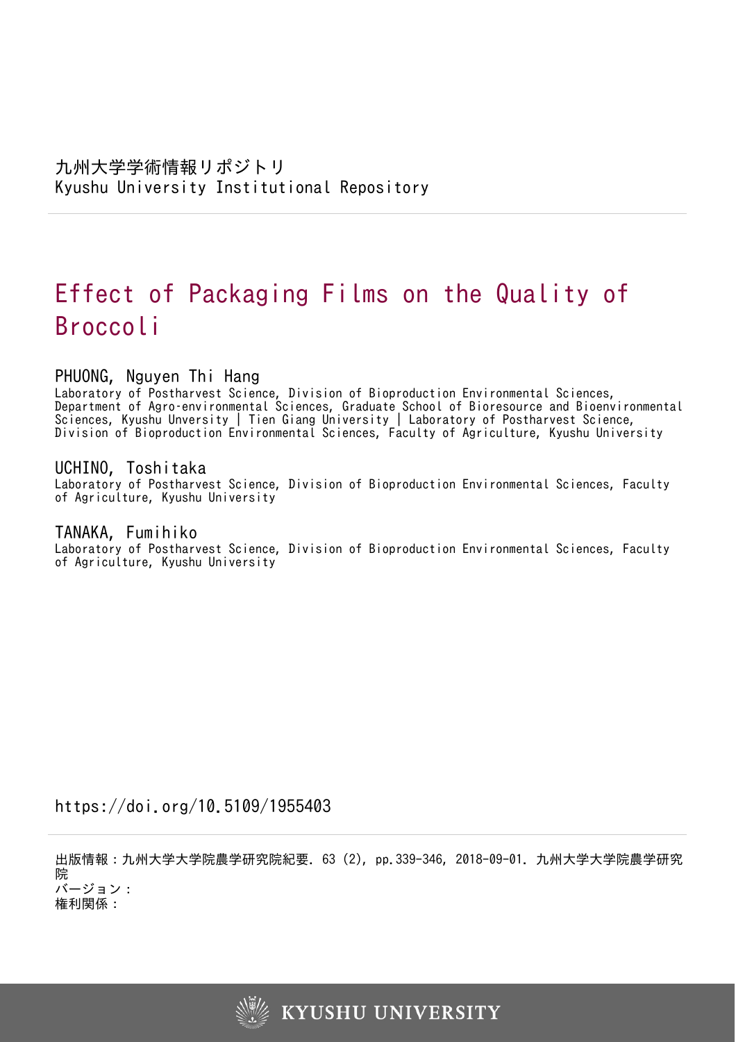九州大学学術情報リポジトリ
Kyushu University Institutional Repository

# Effect of Packaging Films on the Quality of Broccoli

**PHUONG, Nguyen Thi Hang**

Laboratory of Postharvest Science, Division of Bioproduction Environmental Sciences, Department of Agro-environmental Sciences, Graduate School of Bioresource and Bioenvironmental Sciences, Kyushu Unversity | Tien Giang University | Laboratory of Postharvest Science, Division of Bioproduction Environmental Sciences, Faculty of Agriculture, Kyushu University

**UCHINO, Toshitaka**

Laboratory of Postharvest Science, Division of Bioproduction Environmental Sciences, Faculty of Agriculture, Kyushu University

**TANAKA, Fumihiko**

Laboratory of Postharvest Science, Division of Bioproduction Environmental Sciences, Faculty of Agriculture, Kyushu University

https://doi.org/10.5109/1955403

出版情報：九州大学大学院農学研究院紀要. 63 (2), pp.339-346, 2018-09-01. 九州大学大学院農学研究院
バージョン：
権利関係：

KYUSHU UNIVERSITY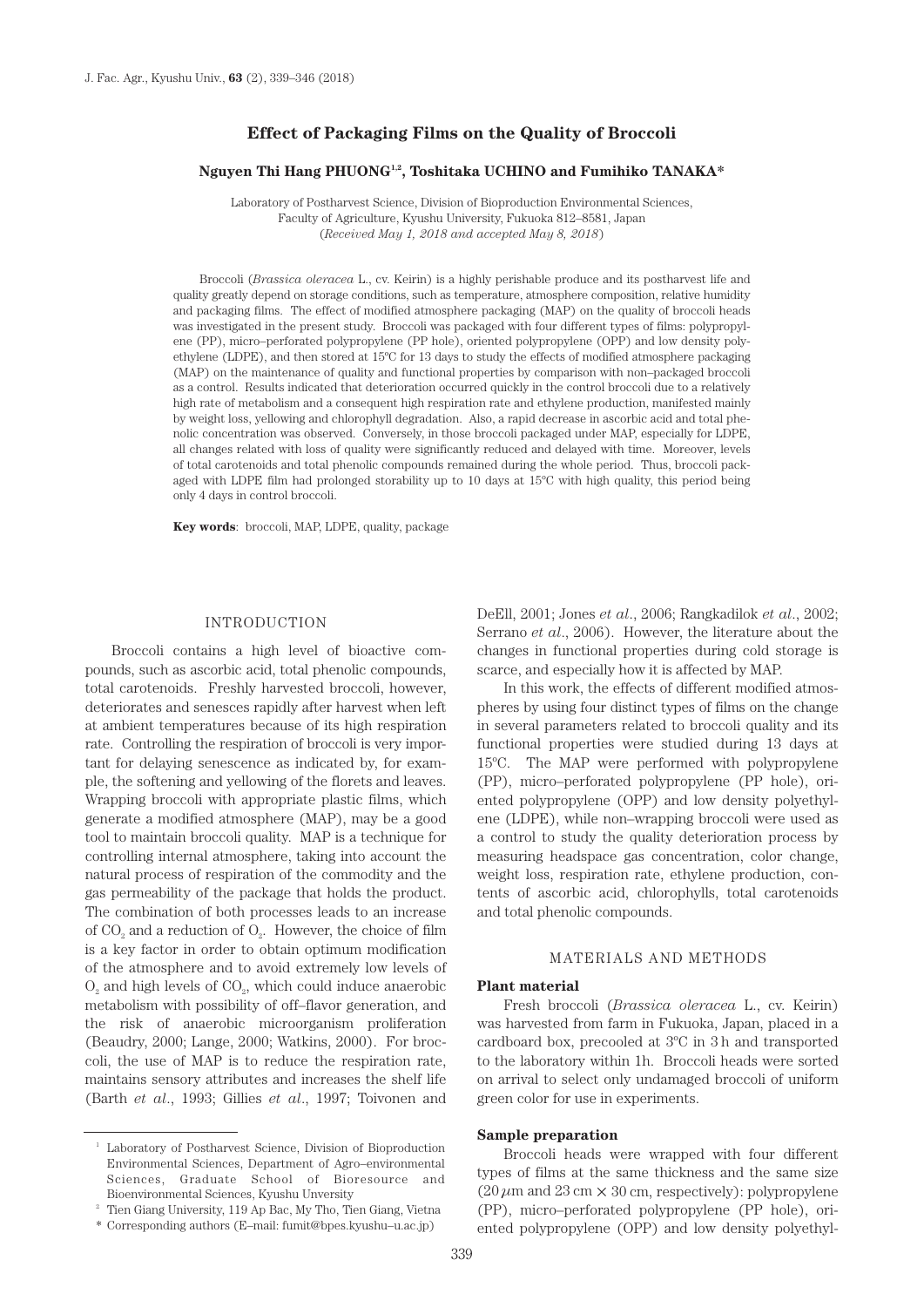# Effect of Packaging Films on the Quality of Broccoli

**Nguyen Thi Hang PHUONG[1,2], Toshitaka UCHINO and Fumihiko TANAKA***

Laboratory of Postharvest Science, Division of Bioproduction Environmental Sciences,
Faculty of Agriculture, Kyushu University, Fukuoka 812–8581, Japan
(*Received May 1, 2018 and accepted May 8, 2018*)

Broccoli (*Brassica oleracea* L., cv. Keirin) is a highly perishable produce and its postharvest life and quality greatly depend on storage conditions, such as temperature, atmosphere composition, relative humidity and packaging films. The effect of modified atmosphere packaging (MAP) on the quality of broccoli heads was investigated in the present study. Broccoli was packaged with four different types of films: polypropylene (PP), micro–perforated polypropylene (PP hole), oriented polypropylene (OPP) and low density polyethylene (LDPE), and then stored at 15°C for 13 days to study the effects of modified atmosphere packaging (MAP) on the maintenance of quality and functional properties by comparison with non–packaged broccoli as a control. Results indicated that deterioration occurred quickly in the control broccoli due to a relatively high rate of metabolism and a consequent high respiration rate and ethylene production, manifested mainly by weight loss, yellowing and chlorophyll degradation. Also, a rapid decrease in ascorbic acid and total phenolic concentration was observed. Conversely, in those broccoli packaged under MAP, especially for LDPE, all changes related with loss of quality were significantly reduced and delayed with time. Moreover, levels of total carotenoids and total phenolic compounds remained during the whole period. Thus, broccoli packaged with LDPE film had prolonged storability up to 10 days at 15°C with high quality, this period being only 4 days in control broccoli.

**Key words**: broccoli, MAP, LDPE, quality, package

## INTRODUCTION

Broccoli contains a high level of bioactive compounds, such as ascorbic acid, total phenolic compounds, total carotenoids. Freshly harvested broccoli, however, deteriorates and senesces rapidly after harvest when left at ambient temperatures because of its high respiration rate. Controlling the respiration of broccoli is very important for delaying senescence as indicated by, for example, the softening and yellowing of the florets and leaves. Wrapping broccoli with appropriate plastic films, which generate a modified atmosphere (MAP), may be a good tool to maintain broccoli quality. MAP is a technique for controlling internal atmosphere, taking into account the natural process of respiration of the commodity and the gas permeability of the package that holds the product. The combination of both processes leads to an increase of $CO_2$ and a reduction of $O_2$. However, the choice of film is a key factor in order to obtain optimum modification of the atmosphere and to avoid extremely low levels of $O_2$ and high levels of $CO_2$, which could induce anaerobic metabolism with possibility of off–flavor generation, and the risk of anaerobic microorganism proliferation (Beaudry, 2000; Lange, 2000; Watkins, 2000). For broccoli, the use of MAP is to reduce the respiration rate, maintains sensory attributes and increases the shelf life (Barth *et al*., 1993; Gillies *et al*., 1997; Toivonen and DeEll, 2001; Jones *et al*., 2006; Rangkadilok *et al*., 2002; Serrano *et al*., 2006). However, the literature about the changes in functional properties during cold storage is scarce, and especially how it is affected by MAP.

In this work, the effects of different modified atmospheres by using four distinct types of films on the change in several parameters related to broccoli quality and its functional properties were studied during 13 days at 15°C. The MAP were performed with polypropylene (PP), micro–perforated polypropylene (PP hole), oriented polypropylene (OPP) and low density polyethylene (LDPE), while non–wrapping broccoli were used as a control to study the quality deterioration process by measuring headspace gas concentration, color change, weight loss, respiration rate, ethylene production, contents of ascorbic acid, chlorophylls, total carotenoids and total phenolic compounds.

## MATERIALS AND METHODS

### Plant material

Fresh broccoli (*Brassica oleracea* L., cv. Keirin) was harvested from farm in Fukuoka, Japan, placed in a cardboard box, precooled at 3°C in 3 h and transported to the laboratory within 1h. Broccoli heads were sorted on arrival to select only undamaged broccoli of uniform green color for use in experiments.

### Sample preparation

Broccoli heads were wrapped with four different types of films at the same thickness and the same size (20 $\mu$m and 23 cm × 30 cm, respectively): polypropylene (PP), micro–perforated polypropylene (PP hole), oriented polypropylene (OPP) and low density polyethyl-

---

[1] Laboratory of Postharvest Science, Division of Bioproduction Environmental Sciences, Department of Agro–environmental Sciences, Graduate School of Bioresource and Bioenvironmental Sciences, Kyushu Unversity

[2] Tien Giang University, 119 Ap Bac, My Tho, Tien Giang, Vietna

\* Corresponding authors (E–mail: fumit@bpes.kyushu–u.ac.jp)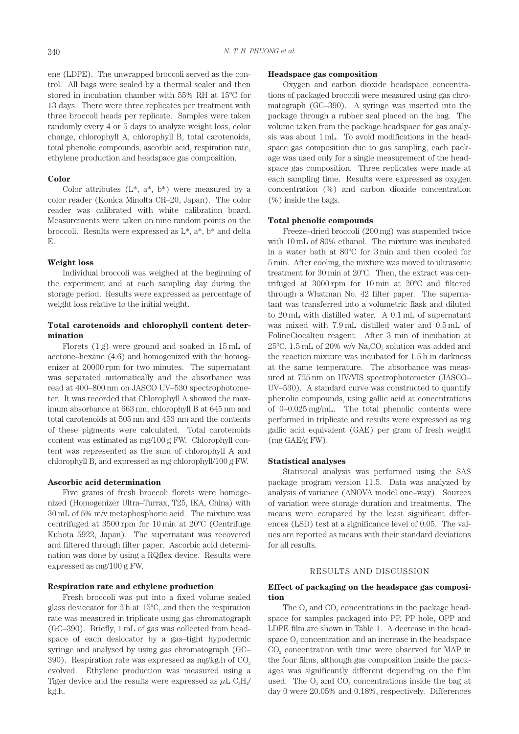ene (LDPE). The unwrapped broccoli served as the control. All bags were sealed by a thermal sealer and then stored in incubation chamber with 55% RH at 15ºC for 13 days. There were three replicates per treatment with three broccoli heads per replicate. Samples were taken randomly every 4 or 5 days to analyze weight loss, color change, chlorophyll A, chlorophyll B, total carotenoids, total phenolic compounds, ascorbic acid, respiration rate, ethylene production and headspace gas composition.

**Color**

Color attributes (L*, a*, b*) were measured by a color reader (Konica Minolta CR–20, Japan). The color reader was calibrated with white calibration board. Measurements were taken on nine random points on the broccoli. Results were expressed as L*, a*, b* and delta E.

**Weight loss**

Individual broccoli was weighed at the beginning of the experiment and at each sampling day during the storage period. Results were expressed as percentage of weight loss relative to the initial weight.

**Total carotenoids and chlorophyll content determination**

Florets (1 g) were ground and soaked in 15 mL of acetone–hexane (4:6) and homogenized with the homogenizer at 20000 rpm for two minutes. The supernatant was separated automatically and the absorbance was read at 400–800 nm on JASCO UV–530 spectrophotometer. It was recorded that Chlorophyll A showed the maximum absorbance at 663 nm, chlorophyll B at 645 nm and total carotenoids at 505 nm and 453 nm and the contents of these pigments were calculated. Total carotenoids content was estimated as mg/100 g FW. Chlorophyll content was represented as the sum of chlorophyll A and chlorophyll B, and expressed as mg chlorophyll/100 g FW.

**Ascorbic acid determination**

Five grams of fresh broccoli florets were homogenized (Homogenizer Ultra–Turrax, T25, IKA, China) with 30 mL of 5% m/v metaphosphoric acid. The mixture was centrifuged at 3500 rpm for 10 min at 20ºC (Centrifuge Kubota 5922, Japan). The supernatant was recovered and filtered through filter paper. Ascorbic acid determination was done by using a RQflex device. Results were expressed as mg/100 g FW.

**Respiration rate and ethylene production**

Fresh broccoli was put into a fixed volume sealed glass desiccator for 2 h at 15ºC, and then the respiration rate was measured in triplicate using gas chromatograph (GC–390). Briefly, 1 mL of gas was collected from headspace of each desiccator by a gas–tight hypodermic syringe and analysed by using gas chromatograph (GC–390). Respiration rate was expressed as mg/kg.h of $CO_2$ evolved. Ethylene production was measured using a Tiger device and the results were expressed as $\mu$L $C_2H_4$/kg.h.

**Headspace gas composition**

Oxygen and carbon dioxide headspace concentrations of packaged broccoli were measured using gas chromatograph (GC–390). A syringe was inserted into the package through a rubber seal placed on the bag. The volume taken from the package headspace for gas analysis was about 1 mL. To avoid modifications in the headspace gas composition due to gas sampling, each package was used only for a single measurement of the headspace gas composition. Three replicates were made at each sampling time. Results were expressed as oxygen concentration (%) and carbon dioxide concentration (%) inside the bags.

**Total phenolic compounds**

Freeze–dried broccoli (200 mg) was suspended twice with 10 mL of 80% ethanol. The mixture was incubated in a water bath at 80ºC for 3 min and then cooled for 5 min. After cooling, the mixture was moved to ultrasonic treatment for 30 min at 20ºC. Then, the extract was centrifuged at 3000 rpm for 10 min at 20ºC and filtered through a Whatman No. 42 filter paper. The supernatant was transferred into a volumetric flask and diluted to 20 mL with distilled water. A 0.1 mL of supernatant was mixed with 7.9 mL distilled water and 0.5 mL of FolineCiocalteu reagent. After 3 min of incubation at 25ºC, 1.5 mL of 20% w/v $Na_2CO_3$ solution was added and the reaction mixture was incubated for 1.5 h in darkness at the same temperature. The absorbance was measured at 725 nm on UV/VIS spectrophotometer (JASCO–UV–530). A standard curve was constructed to quantify phenolic compounds, using gallic acid at concentrations of 0–0.025 mg/mL. The total phenolic contents were performed in triplicate and results were expressed as mg gallic acid equivalent (GAE) per gram of fresh weight (mg GAE/g FW).

**Statistical analyses**

Statistical analysis was performed using the SAS package program version 11.5. Data was analyzed by analysis of variance (ANOVA model one–way). Sources of variation were storage duration and treatments. The means were compared by the least significant differences (LSD) test at a significance level of 0.05. The values are reported as means with their standard deviations for all results.

## RESULTS AND DISCUSSION

**Effect of packaging on the headspace gas composition**

The $O_2$ and $CO_2$ concentrations in the package headspace for samples packaged into PP, PP hole, OPP and LDPE film are shown in Table 1. A decrease in the headspace $O_2$ concentration and an increase in the headspace $CO_2$ concentration with time were observed for MAP in the four films, although gas composition inside the packages was significantly different depending on the film used. The $O_2$ and $CO_2$ concentrations inside the bag at day 0 were 20.05% and 0.18%, respectively. Differences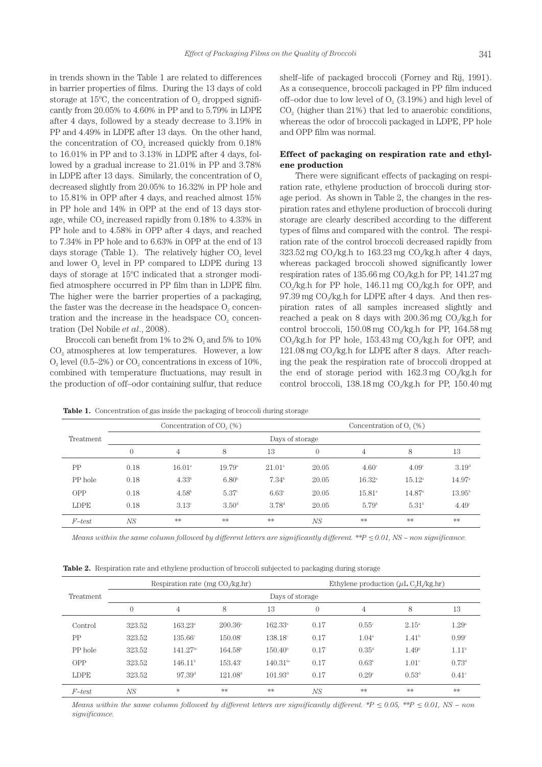in trends shown in the Table 1 are related to differences in barrier properties of films. During the 13 days of cold storage at 15°C, the concentration of $O_2$ dropped significantly from 20.05% to 4.60% in PP and to 5.79% in LDPE after 4 days, followed by a steady decrease to 3.19% in PP and 4.49% in LDPE after 13 days. On the other hand, the concentration of $CO_2$ increased quickly from 0.18% to 16.01% in PP and to 3.13% in LDPE after 4 days, followed by a gradual increase to 21.01% in PP and 3.78% in LDPE after 13 days. Similarly, the concentration of $O_2$ decreased slightly from 20.05% to 16.32% in PP hole and to 15.81% in OPP after 4 days, and reached almost 15% in PP hole and 14% in OPP at the end of 13 days storage, while $CO_2$ increased rapidly from 0.18% to 4.33% in PP hole and to 4.58% in OPP after 4 days, and reached to 7.34% in PP hole and to 6.63% in OPP at the end of 13 days storage (Table 1). The relatively higher $CO_2$ level and lower $O_2$ level in PP compared to LDPE during 13 days of storage at 15°C indicated that a stronger modified atmosphere occurred in PP film than in LDPE film. The higher were the barrier properties of a packaging, the faster was the decrease in the headspace $O_2$ concentration and the increase in the headspace $CO_2$ concentration (Del Nobile *et al.*, 2008).

Broccoli can benefit from 1% to 2% $O_2$ and 5% to 10% $CO_2$ atmospheres at low temperatures. However, a low $O_2$ level (0.5–2%) or $CO_2$ concentrations in excess of 10%, combined with temperature fluctuations, may result in the production of off–odor containing sulfur, that reduce shelf–life of packaged broccoli (Forney and Rij, 1991). As a consequence, broccoli packaged in PP film induced off–odor due to low level of $O_2$ (3.19%) and high level of $CO_2$ (higher than 21%) that led to anaerobic conditions, whereas the odor of broccoli packaged in LDPE, PP hole and OPP film was normal.

### Effect of packaging on respiration rate and ethylene production

There were significant effects of packaging on respiration rate, ethylene production of broccoli during storage period. As shown in Table 2, the changes in the respiration rates and ethylene production of broccoli during storage are clearly described according to the different types of films and compared with the control. The respiration rate of the control broccoli decreased rapidly from 323.52 mg $CO_2$/kg.h to 163.23 mg $CO_2$/kg.h after 4 days, whereas packaged broccoli showed significantly lower respiration rates of 135.66 mg $CO_2$/kg.h for PP, 141.27 mg $CO_2$/kg.h for PP hole, 146.11 mg $CO_2$/kg.h for OPP, and 97.39 mg $CO_2$/kg.h for LDPE after 4 days. And then respiration rates of all samples increased slightly and reached a peak on 8 days with 200.36 mg $CO_2$/kg.h for control broccoli, 150.08 mg $CO_2$/kg.h for PP, 164.58 mg $CO_2$/kg.h for PP hole, 153.43 mg $CO_2$/kg.h for OPP, and 121.08 mg $CO_2$/kg.h for LDPE after 8 days. After reaching the peak the respiration rate of broccoli dropped at the end of storage period with 162.3 mg $CO_2$/kg.h for control broccoli, 138.18 mg $CO_2$/kg.h for PP, 150.40 mg

**Table 1.** Concentration of gas inside the packaging of broccoli during storage

| Treatment | Concentration of $CO_2$ (%) | | | | Concentration of $O_2$ (%) | | | |
|---|---|---|---|---|---|---|---|---|
| | Days of storage | | | | | | | |
| | 0 | 4 | 8 | 13 | 0 | 4 | 8 | 13 |
| PP | 0.18 | 16.01[a] | 19.79[a] | 21.01[a] | 20.05 | 4.60[c] | 4.09[c] | 3.19[d] |
| PP hole | 0.18 | 4.33[b] | 6.80[b] | 7.34[b] | 20.05 | 16.32[a] | 15.12[a] | 14.97[a] |
| OPP | 0.18 | 4.58[b] | 5.37[c] | 6.63[c] | 20.05 | 15.81[a] | 14.87[a] | 13.95[b] |
| LDPE | 0.18 | 3.13[c] | 3.50[d] | 3.78[d] | 20.05 | 5.79[b] | 5.31[b] | 4.49[c] |
| *F–test* | *NS* | ** | ** | ** | *NS* | ** | ** | ** |

*Means within the same column followed by different letters are significantly different. **P ≤ 0.01, NS – non significance.*

**Table 2.** Respiration rate and ethylene production of broccoli subjected to packaging during storage

| Treatment | Respiration rate (mg $CO_2$/kg.hr) | | | | Ethylene production ($\mu$L $C_2H_4$/kg.hr) | | | |
|---|---|---|---|---|---|---|---|---|
| | Days of storage | | | | | | | |
| | 0 | 4 | 8 | 13 | 0 | 4 | 8 | 13 |
| Control | 323.52 | 163.23[a] | 200.36[a] | 162.33[a] | 0.17 | 0.55[c] | 2.15[a] | 1.29[a] |
| PP | 323.52 | 135.66[c] | 150.08[c] | 138.18[c] | 0.17 | 1.04[a] | 1.41[b] | 0.99[c] |
| PP hole | 323.52 | 141.27[bc] | 164.58[b] | 150.40[b] | 0.17 | 0.35[d] | 1.49[b] | 1.11[b] |
| OPP | 323.52 | 146.11[b] | 153.43[c] | 140.31[bc] | 0.17 | 0.63[b] | 1.01[c] | 0.73[d] |
| LDPE | 323.52 | 97.39[d] | 121.08[d] | 101.93[d] | 0.17 | 0.29[e] | 0.53[d] | 0.41[e] |
| *F–test* | *NS* | * | ** | ** | *NS* | ** | ** | ** |

*Means within the same column followed by different letters are significantly different. *P ≤ 0.05, **P ≤ 0.01, NS – non significance.*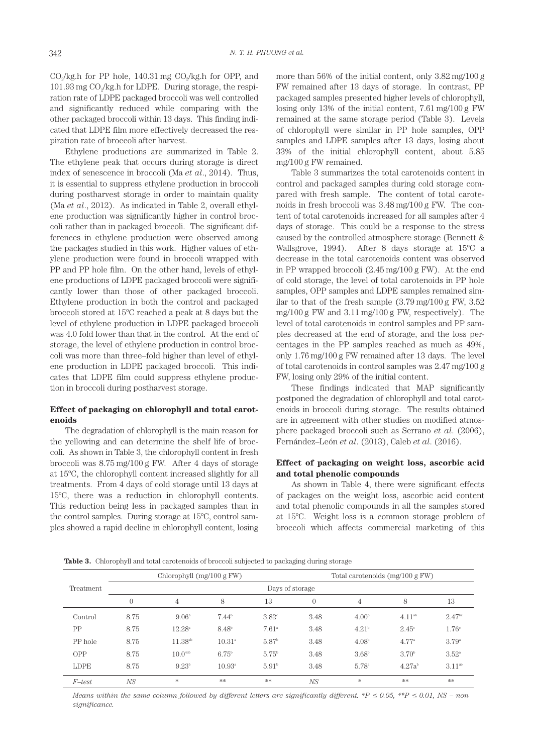$CO_2$/kg.h for PP hole, 140.31 mg $CO_2$/kg.h for OPP, and 101.93 mg $CO_2$/kg.h for LDPE. During storage, the respiration rate of LDPE packaged broccoli was well controlled and significantly reduced while comparing with the other packaged broccoli within 13 days. This finding indicated that LDPE film more effectively decreased the respiration rate of broccoli after harvest.

Ethylene productions are summarized in Table 2. The ethylene peak that occurs during storage is direct index of senescence in broccoli (Ma *et al*., 2014). Thus, it is essential to suppress ethylene production in broccoli during postharvest storage in order to maintain quality (Ma *et al*., 2012). As indicated in Table 2, overall ethylene production was significantly higher in control broccoli rather than in packaged broccoli. The significant differences in ethylene production were observed among the packages studied in this work. Higher values of ethylene production were found in broccoli wrapped with PP and PP hole film. On the other hand, levels of ethylene productions of LDPE packaged broccoli were significantly lower than those of other packaged broccoli. Ethylene production in both the control and packaged broccoli stored at 15°C reached a peak at 8 days but the level of ethylene production in LDPE packaged broccoli was 4.0 fold lower than that in the control. At the end of storage, the level of ethylene production in control broccoli was more than three–fold higher than level of ethylene production in LDPE packaged broccoli. This indicates that LDPE film could suppress ethylene production in broccoli during postharvest storage.

### Effect of packaging on chlorophyll and total carotenoids

The degradation of chlorophyll is the main reason for the yellowing and can determine the shelf life of broccoli. As shown in Table 3, the chlorophyll content in fresh broccoli was 8.75 mg/100 g FW. After 4 days of storage at 15°C, the chlorophyll content increased slightly for all treatments. From 4 days of cold storage until 13 days at 15°C, there was a reduction in chlorophyll contents. This reduction being less in packaged samples than in the control samples. During storage at 15°C, control samples showed a rapid decline in chlorophyll content, losing more than 56% of the initial content, only 3.82 mg/100 g FW remained after 13 days of storage. In contrast, PP packaged samples presented higher levels of chlorophyll, losing only 13% of the initial content, 7.61 mg/100 g FW remained at the same storage period (Table 3). Levels of chlorophyll were similar in PP hole samples, OPP samples and LDPE samples after 13 days, losing about 33% of the initial chlorophyll content, about 5.85 mg/100 g FW remained.

Table 3 summarizes the total carotenoids content in control and packaged samples during cold storage compared with fresh sample. The content of total carotenoids in fresh broccoli was 3.48 mg/100 g FW. The content of total carotenoids increased for all samples after 4 days of storage. This could be a response to the stress caused by the controlled atmosphere storage (Bennett & Wallsgrove, 1994). After 8 days storage at 15°C a decrease in the total carotenoids content was observed in PP wrapped broccoli (2.45 mg/100 g FW). At the end of cold storage, the level of total carotenoids in PP hole samples, OPP samples and LDPE samples remained similar to that of the fresh sample (3.79 mg/100 g FW, 3.52 mg/100 g FW and 3.11 mg/100 g FW, respectively). The level of total carotenoids in control samples and PP samples decreased at the end of storage, and the loss percentages in the PP samples reached as much as 49%, only 1.76 mg/100 g FW remained after 13 days. The level of total carotenoids in control samples was 2.47 mg/100 g FW, losing only 29% of the initial content.

These findings indicated that MAP significantly postponed the degradation of chlorophyll and total carotenoids in broccoli during storage. The results obtained are in agreement with other studies on modified atmosphere packaged broccoli such as Serrano *et al*. (2006), Fernández–León *et al*. (2013), Caleb *et al*. (2016).

### Effect of packaging on weight loss, ascorbic acid and total phenolic compounds

As shown in Table 4, there were significant effects of packages on the weight loss, ascorbic acid content and total phenolic compounds in all the samples stored at 15°C. Weight loss is a common storage problem of broccoli which affects commercial marketing of this

**Table 3.** Chlorophyll and total carotenoids of broccoli subjected to packaging during storage

| Treatment | Chlorophyll (mg/100 g FW) | | | | Total carotenoids (mg/100 g FW) | | | |
|---|---|---|---|---|---|---|---|---|
| | Days of storage | | | | | | | |
| | 0 | 4 | 8 | 13 | 0 | 4 | 8 | 13 |
| Control | 8.75 | 9.06[b] | 7.44[b] | 3.82[c] | 3.48 | 4.00[b] | 4.11[ab] | 2.47[bc] |
| PP | 8.75 | 12.28[a] | 8.48[b] | 7.61[a] | 3.48 | 4.21[b] | 2.45[c] | 1.76[c] |
| PP hole | 8.75 | 11.38[ab] | 10.31[a] | 5.87[b] | 3.48 | 4.08[b] | 4.77[a] | 3.79[a] |
| OPP | 8.75 | 10.0[4ab] | 6.75[b] | 5.75[b] | 3.48 | 3.68[b] | 3.70[b] | 3.52[a] |
| LDPE | 8.75 | 9.23[b] | 10.93[a] | 5.91[b] | 3.48 | 5.78[a] | 4.27a[b] | 3.11[ab] |
| *F–test* | *NS* | * | ** | ** | *NS* | * | ** | ** |

*Means within the same column followed by different letters are significantly different. \*P ≤ 0.05, \*\*P ≤ 0.01, NS – non significance.*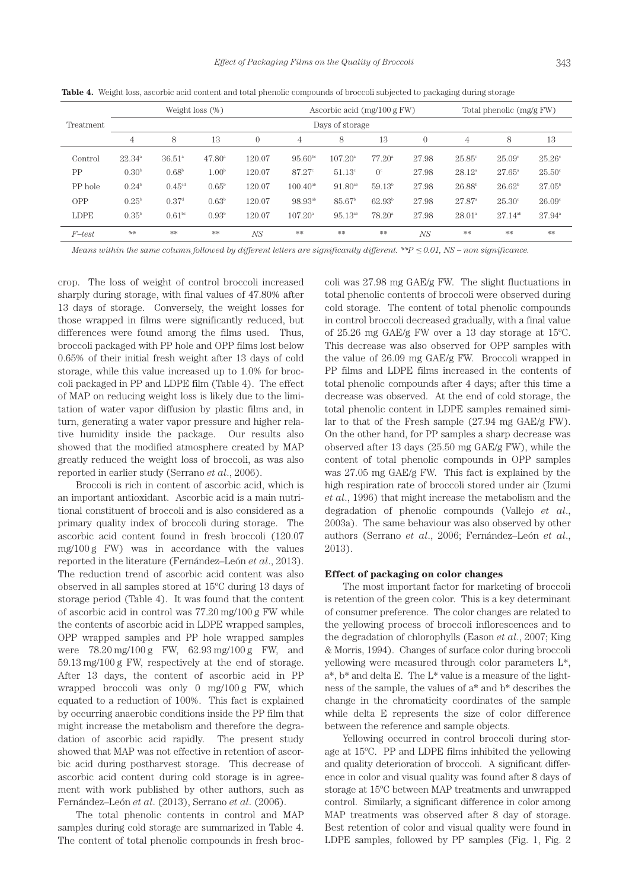**Table 4.** Weight loss, ascorbic acid content and total phenolic compounds of broccoli subjected to packaging during storage

| Treatment | Weight loss (%) | | | Ascorbic acid (mg/100 g FW) | | | | Total phenolic (mg/g FW) | | | |
|---|---|---|---|---|---|---|---|---|---|---|---|
| | Days of storage | | | | | | | | | | |
| | 4 | 8 | 13 | 0 | 4 | 8 | 13 | 0 | 4 | 8 | 13 |
| Control | 22.34[a] | 36.51[a] | 47.80[a] | 120.07 | 95.60[bc] | 107.20[a] | 77.20[a] | 27.98 | 25.85[c] | 25.09[c] | 25.26[c] |
| PP | 0.30[b] | 0.68[b] | 1.00[b] | 120.07 | 87.27[c] | 51.13[c] | 0[c] | 27.98 | 28.12[a] | 27.65[a] | 25.50[c] |
| PP hole | 0.24[b] | 0.45[cd] | 0.65[b] | 120.07 | 100.40[ab] | 91.80[ab] | 59.13[b] | 27.98 | 26.88[b] | 26.62[b] | 27.05[b] |
| OPP | 0.25[b] | 0.37[d] | 0.63[b] | 120.07 | 98.93[ab] | 85.67[b] | 62.93[b] | 27.98 | 27.87[a] | 25.30[c] | 26.09[c] |
| LDPE | 0.35[b] | 0.61[bc] | 0.93[b] | 120.07 | 107.20[a] | 95.13[ab] | 78.20[a] | 27.98 | 28.01[a] | 27.14[ab] | 27.94[a] |
| *F–test* | ** | ** | ** | *NS* | ** | ** | ** | *NS* | ** | ** | ** |

*Means within the same column followed by different letters are significantly different. **P ≤ 0.01, NS – non significance.*

crop. The loss of weight of control broccoli increased sharply during storage, with final values of 47.80% after 13 days of storage. Conversely, the weight losses for those wrapped in films were significantly reduced, but differences were found among the films used. Thus, broccoli packaged with PP hole and OPP films lost below 0.65% of their initial fresh weight after 13 days of cold storage, while this value increased up to 1.0% for broccoli packaged in PP and LDPE film (Table 4). The effect of MAP on reducing weight loss is likely due to the limitation of water vapor diffusion by plastic films and, in turn, generating a water vapor pressure and higher relative humidity inside the package. Our results also showed that the modified atmosphere created by MAP greatly reduced the weight loss of broccoli, as was also reported in earlier study (Serrano *et al.*, 2006).

Broccoli is rich in content of ascorbic acid, which is an important antioxidant. Ascorbic acid is a main nutritional constituent of broccoli and is also considered as a primary quality index of broccoli during storage. The ascorbic acid content found in fresh broccoli (120.07 mg/100 g FW) was in accordance with the values reported in the literature (Fernández–León *et al.*, 2013). The reduction trend of ascorbic acid content was also observed in all samples stored at 15°C during 13 days of storage period (Table 4). It was found that the content of ascorbic acid in control was 77.20 mg/100 g FW while the contents of ascorbic acid in LDPE wrapped samples, OPP wrapped samples and PP hole wrapped samples were 78.20 mg/100 g FW, 62.93 mg/100 g FW, and 59.13 mg/100 g FW, respectively at the end of storage. After 13 days, the content of ascorbic acid in PP wrapped broccoli was only 0 mg/100 g FW, which equated to a reduction of 100%. This fact is explained by occurring anaerobic conditions inside the PP film that might increase the metabolism and therefore the degradation of ascorbic acid rapidly. The present study showed that MAP was not effective in retention of ascorbic acid during postharvest storage. This decrease of ascorbic acid content during cold storage is in agreement with work published by other authors, such as Fernández–León *et al.* (2013), Serrano *et al.* (2006).

The total phenolic contents in control and MAP samples during cold storage are summarized in Table 4. The content of total phenolic compounds in fresh broccoli was 27.98 mg GAE/g FW. The slight fluctuations in total phenolic contents of broccoli were observed during cold storage. The content of total phenolic compounds in control broccoli decreased gradually, with a final value of 25.26 mg GAE/g FW over a 13 day storage at 15°C. This decrease was also observed for OPP samples with the value of 26.09 mg GAE/g FW. Broccoli wrapped in PP films and LDPE films increased in the contents of total phenolic compounds after 4 days; after this time a decrease was observed. At the end of cold storage, the total phenolic content in LDPE samples remained similar to that of the Fresh sample (27.94 mg GAE/g FW). On the other hand, for PP samples a sharp decrease was observed after 13 days (25.50 mg GAE/g FW), while the content of total phenolic compounds in OPP samples was 27.05 mg GAE/g FW. This fact is explained by the high respiration rate of broccoli stored under air (Izumi *et al.*, 1996) that might increase the metabolism and the degradation of phenolic compounds (Vallejo *et al.*, 2003a). The same behaviour was also observed by other authors (Serrano *et al.*, 2006; Fernández–León *et al.*, 2013).

### Effect of packaging on color changes

The most important factor for marketing of broccoli is retention of the green color. This is a key determinant of consumer preference. The color changes are related to the yellowing process of broccoli inflorescences and to the degradation of chlorophylls (Eason *et al.*, 2007; King & Morris, 1994). Changes of surface color during broccoli yellowing were measured through color parameters L*, a*, b* and delta E. The L* value is a measure of the lightness of the sample, the values of a* and b* describes the change in the chromaticity coordinates of the sample while delta E represents the size of color difference between the reference and sample objects.

Yellowing occurred in control broccoli during storage at 15°C. PP and LDPE films inhibited the yellowing and quality deterioration of broccoli. A significant difference in color and visual quality was found after 8 days of storage at 15°C between MAP treatments and unwrapped control. Similarly, a significant difference in color among MAP treatments was observed after 8 day of storage. Best retention of color and visual quality were found in LDPE samples, followed by PP samples (Fig. 1, Fig. 2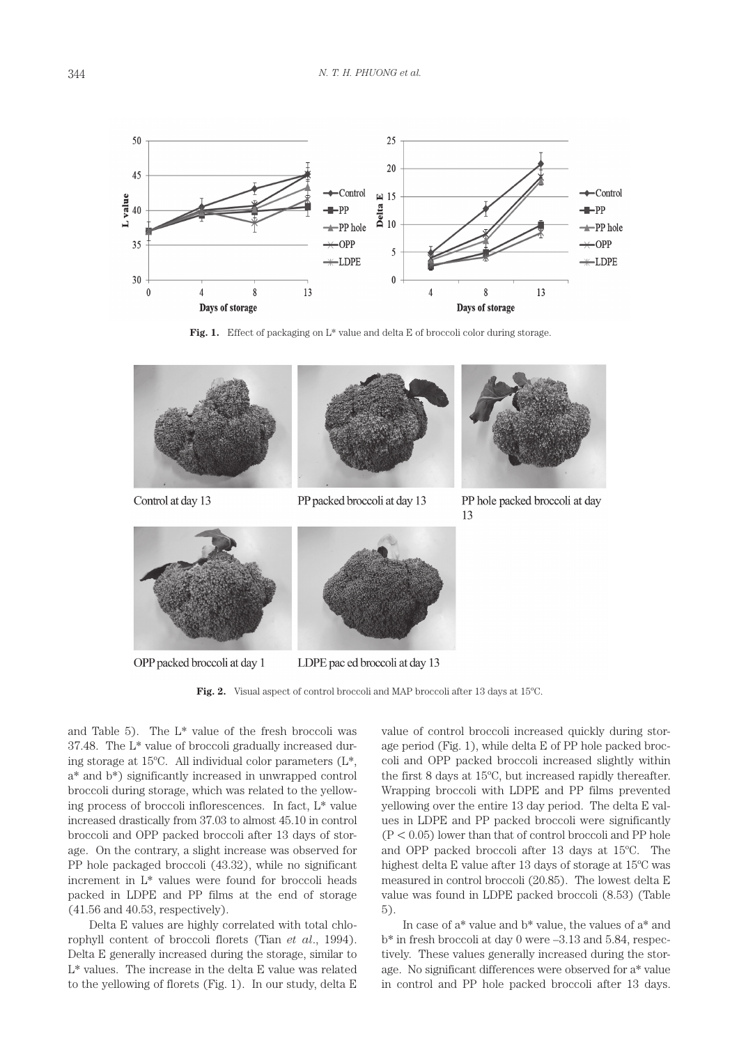**Fig. 1.** Effect of packaging on L* value and delta E of broccoli color during storage.

**Fig. 2.** Visual aspect of control broccoli and MAP broccoli after 13 days at 15°C.

and Table 5). The L* value of the fresh broccoli was 37.48. The L* value of broccoli gradually increased during storage at 15°C. All individual color parameters (L*, a* and b*) significantly increased in unwrapped control broccoli during storage, which was related to the yellowing process of broccoli inflorescences. In fact, L* value increased drastically from 37.03 to almost 45.10 in control broccoli and OPP packed broccoli after 13 days of storage. On the contrary, a slight increase was observed for PP hole packaged broccoli (43.32), while no significant increment in L* values were found for broccoli heads packed in LDPE and PP films at the end of storage (41.56 and 40.53, respectively).

Delta E values are highly correlated with total chlorophyll content of broccoli florets (Tian *et al*., 1994). Delta E generally increased during the storage, similar to L* values. The increase in the delta E value was related to the yellowing of florets (Fig. 1). In our study, delta E value of control broccoli increased quickly during storage period (Fig. 1), while delta E of PP hole packed broccoli and OPP packed broccoli increased slightly within the first 8 days at 15°C, but increased rapidly thereafter. Wrapping broccoli with LDPE and PP films prevented yellowing over the entire 13 day period. The delta E values in LDPE and PP packed broccoli were significantly ($P < 0.05$) lower than that of control broccoli and PP hole and OPP packed broccoli after 13 days at 15°C. The highest delta E value after 13 days of storage at 15°C was measured in control broccoli (20.85). The lowest delta E value was found in LDPE packed broccoli (8.53) (Table 5).

In case of a* value and b* value, the values of a* and b* in fresh broccoli at day 0 were –3.13 and 5.84, respectively. These values generally increased during the storage. No significant differences were observed for a* value in control and PP hole packed broccoli after 13 days.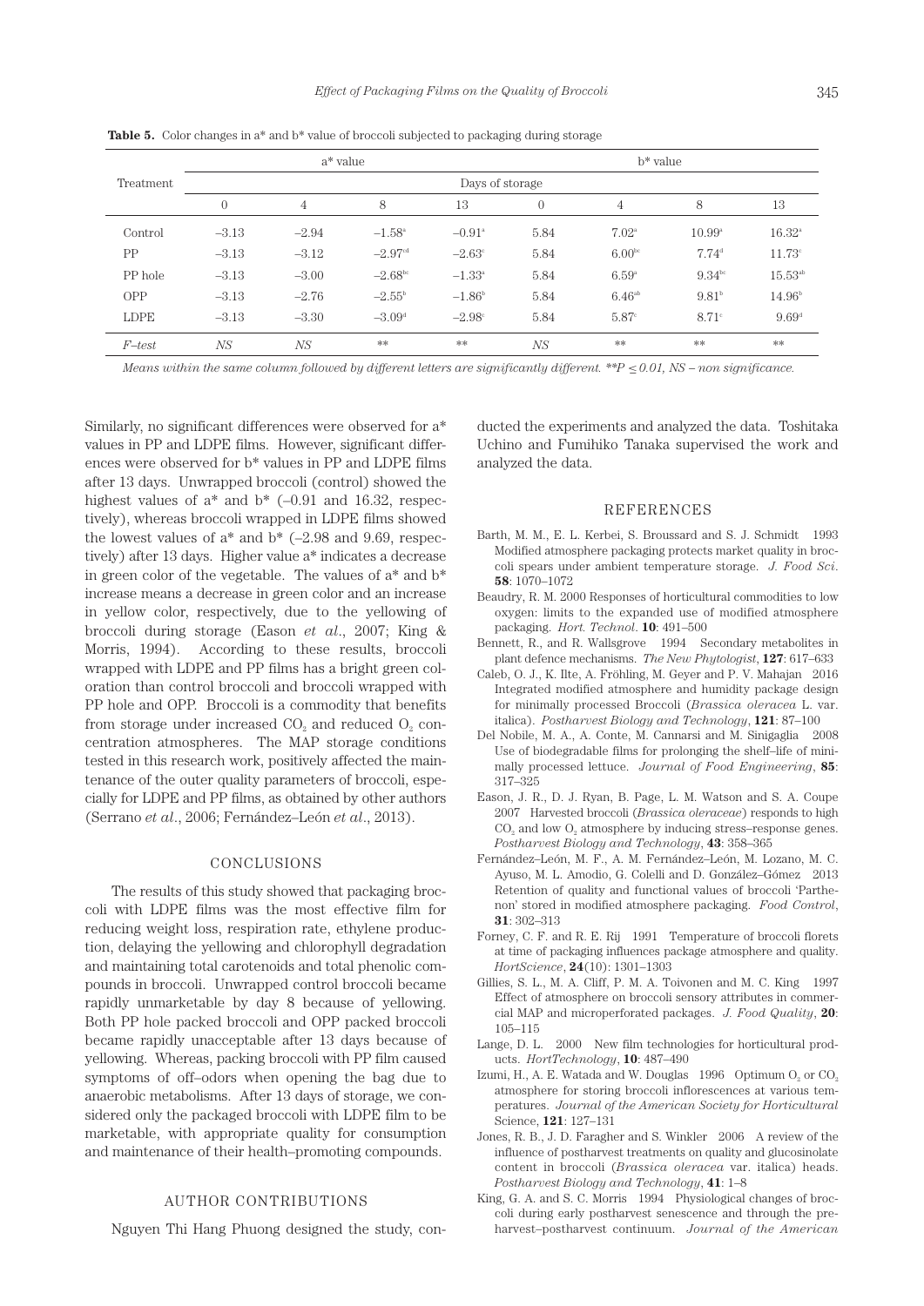**Table 5.** Color changes in a* and b* value of broccoli subjected to packaging during storage

| Treatment | a* value | | | | b* value | | | |
|---|---|---|---|---|---|---|---|---|
| | Days of storage | | | | | | | |
| | 0 | 4 | 8 | 13 | 0 | 4 | 8 | 13 |
| Control | –3.13 | –2.94 | –1.58[a] | –0.91[a] | 5.84 | 7.02[a] | 10.99[a] | 16.32[a] |
| PP | –3.13 | –3.12 | –2.97[cd] | –2.63[c] | 5.84 | 6.00[bc] | 7.74[d] | 11.73[c] |
| PP hole | –3.13 | –3.00 | –2.68[bc] | –1.33[a] | 5.84 | 6.59[a] | 9.34[bc] | 15.53[ab] |
| OPP | –3.13 | –2.76 | –2.55[b] | –1.86[b] | 5.84 | 6.46[ab] | 9.81[b] | 14.96[b] |
| LDPE | –3.13 | –3.30 | –3.09[d] | –2.98[c] | 5.84 | 5.87[c] | 8.71[c] | 9.69[d] |
| *F–test* | *NS* | *NS* | ** | ** | *NS* | ** | ** | ** |

*Means within the same column followed by different letters are significantly different. \*\*P ≤ 0.01, NS – non significance.*

Similarly, no significant differences were observed for a* values in PP and LDPE films. However, significant differences were observed for b* values in PP and LDPE films after 13 days. Unwrapped broccoli (control) showed the highest values of a* and b* (–0.91 and 16.32, respectively), whereas broccoli wrapped in LDPE films showed the lowest values of a* and b* (–2.98 and 9.69, respectively) after 13 days. Higher value a* indicates a decrease in green color of the vegetable. The values of a* and b* increase means a decrease in green color and an increase in yellow color, respectively, due to the yellowing of broccoli during storage (Eason *et al*., 2007; King & Morris, 1994). According to these results, broccoli wrapped with LDPE and PP films has a bright green coloration than control broccoli and broccoli wrapped with PP hole and OPP. Broccoli is a commodity that benefits from storage under increased $CO_2$ and reduced $O_2$ concentration atmospheres. The MAP storage conditions tested in this research work, positively affected the maintenance of the outer quality parameters of broccoli, especially for LDPE and PP films, as obtained by other authors (Serrano *et al*., 2006; Fernández–León *et al*., 2013).

## CONCLUSIONS

The results of this study showed that packaging broccoli with LDPE films was the most effective film for reducing weight loss, respiration rate, ethylene production, delaying the yellowing and chlorophyll degradation and maintaining total carotenoids and total phenolic compounds in broccoli. Unwrapped control broccoli became rapidly unmarketable by day 8 because of yellowing. Both PP hole packed broccoli and OPP packed broccoli became rapidly unacceptable after 13 days because of yellowing. Whereas, packing broccoli with PP film caused symptoms of off–odors when opening the bag due to anaerobic metabolisms. After 13 days of storage, we considered only the packaged broccoli with LDPE film to be marketable, with appropriate quality for consumption and maintenance of their health–promoting compounds.

## AUTHOR CONTRIBUTIONS

Nguyen Thi Hang Phuong designed the study, conducted the experiments and analyzed the data. Toshitaka Uchino and Fumihiko Tanaka supervised the work and analyzed the data.

## REFERENCES

Barth, M. M., E. L. Kerbei, S. Broussard and S. J. Schmidt 1993 Modified atmosphere packaging protects market quality in broccoli spears under ambient temperature storage. *J. Food Sci.* **58**: 1070–1072

Beaudry, R. M. 2000 Responses of horticultural commodities to low oxygen: limits to the expanded use of modified atmosphere packaging. *Hort. Technol.* **10**: 491–500

Bennett, R., and R. Wallsgrove 1994 Secondary metabolites in plant defence mechanisms. *The New Phytologist*, **127**: 617–633

Caleb, O. J., K. Ilte, A. Fröhling, M. Geyer and P. V. Mahajan 2016 Integrated modified atmosphere and humidity package design for minimally processed Broccoli (*Brassica oleracea* L. var. italica). *Postharvest Biology and Technology*, **121**: 87–100

Del Nobile, M. A., A. Conte, M. Cannarsi and M. Sinigaglia 2008 Use of biodegradable films for prolonging the shelf–life of minimally processed lettuce. *Journal of Food Engineering*, **85**: 317–325

Eason, J. R., D. J. Ryan, B. Page, L. M. Watson and S. A. Coupe 2007 Harvested broccoli (*Brassica oleraceae*) responds to high $CO_2$ and low $O_2$ atmosphere by inducing stress–response genes. *Postharvest Biology and Technology*, **43**: 358–365

Fernández–León, M. F., A. M. Fernández–León, M. Lozano, M. C. Ayuso, M. L. Amodio, G. Colelli and D. González–Gómez 2013 Retention of quality and functional values of broccoli 'Parthenon' stored in modified atmosphere packaging. *Food Control*, **31**: 302–313

Forney, C. F. and R. E. Rij 1991 Temperature of broccoli florets at time of packaging influences package atmosphere and quality. *HortScience*, **24**(10): 1301–1303

Gillies, S. L., M. A. Cliff, P. M. A. Toivonen and M. C. King 1997 Effect of atmosphere on broccoli sensory attributes in commercial MAP and microperforated packages. *J. Food Quality*, **20**: 105–115

Lange, D. L. 2000 New film technologies for horticultural products. *HortTechnology*, **10**: 487–490

Izumi, H., A. E. Watada and W. Douglas 1996 Optimum $O_2$ or $CO_2$ atmosphere for storing broccoli inflorescences at various temperatures. *Journal of the American Society for Horticultural* Science, **121**: 127–131

Jones, R. B., J. D. Faragher and S. Winkler 2006 A review of the influence of postharvest treatments on quality and glucosinolate content in broccoli (*Brassica oleracea* var. italica) heads. *Postharvest Biology and Technology*, **41**: 1–8

King, G. A. and S. C. Morris 1994 Physiological changes of broccoli during early postharvest senescence and through the preharvest–postharvest continuum. *Journal of the American*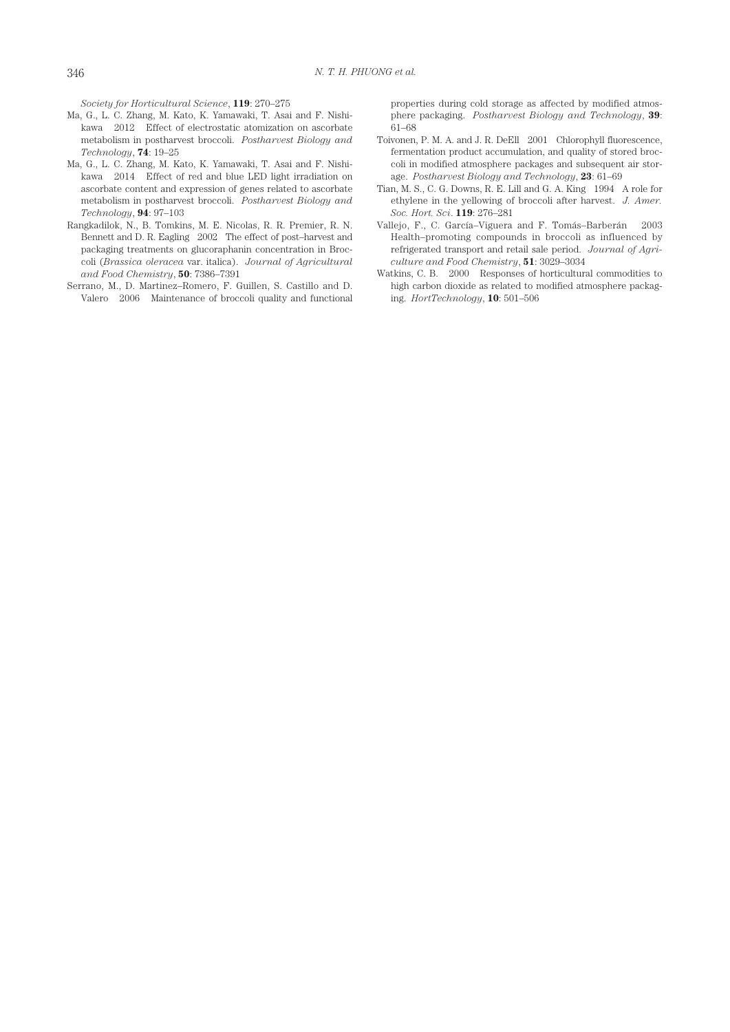*Society for Horticultural Science*, **119**: 270–275

Ma, G., L. C. Zhang, M. Kato, K. Yamawaki, T. Asai and F. Nishikawa 2012 Effect of electrostatic atomization on ascorbate metabolism in postharvest broccoli. *Postharvest Biology and Technology*, **74**: 19–25

Ma, G., L. C. Zhang, M. Kato, K. Yamawaki, T. Asai and F. Nishikawa 2014 Effect of red and blue LED light irradiation on ascorbate content and expression of genes related to ascorbate metabolism in postharvest broccoli. *Postharvest Biology and Technology*, **94**: 97–103

Rangkadilok, N., B. Tomkins, M. E. Nicolas, R. R. Premier, R. N. Bennett and D. R. Eagling 2002 The effect of post–harvest and packaging treatments on glucoraphanin concentration in Broccoli (*Brassica oleracea* var. italica). *Journal of Agricultural and Food Chemistry*, **50**: 7386–7391

Serrano, M., D. Martinez–Romero, F. Guillen, S. Castillo and D. Valero 2006 Maintenance of broccoli quality and functional properties during cold storage as affected by modified atmosphere packaging. *Postharvest Biology and Technology*, **39**: 61–68

Toivonen, P. M. A. and J. R. DeEll 2001 Chlorophyll fluorescence, fermentation product accumulation, and quality of stored broccoli in modified atmosphere packages and subsequent air storage. *Postharvest Biology and Technology*, **23**: 61–69

Tian, M. S., C. G. Downs, R. E. Lill and G. A. King 1994 A role for ethylene in the yellowing of broccoli after harvest. *J. Amer. Soc. Hort. Sci.* **119**: 276–281

Vallejo, F., C. García–Viguera and F. Tomás–Barberán 2003 Health–promoting compounds in broccoli as influenced by refrigerated transport and retail sale period. *Journal of Agriculture and Food Chemistry*, **51**: 3029–3034

Watkins, C. B. 2000 Responses of horticultural commodities to high carbon dioxide as related to modified atmosphere packaging. *HortTechnology*, **10**: 501–506